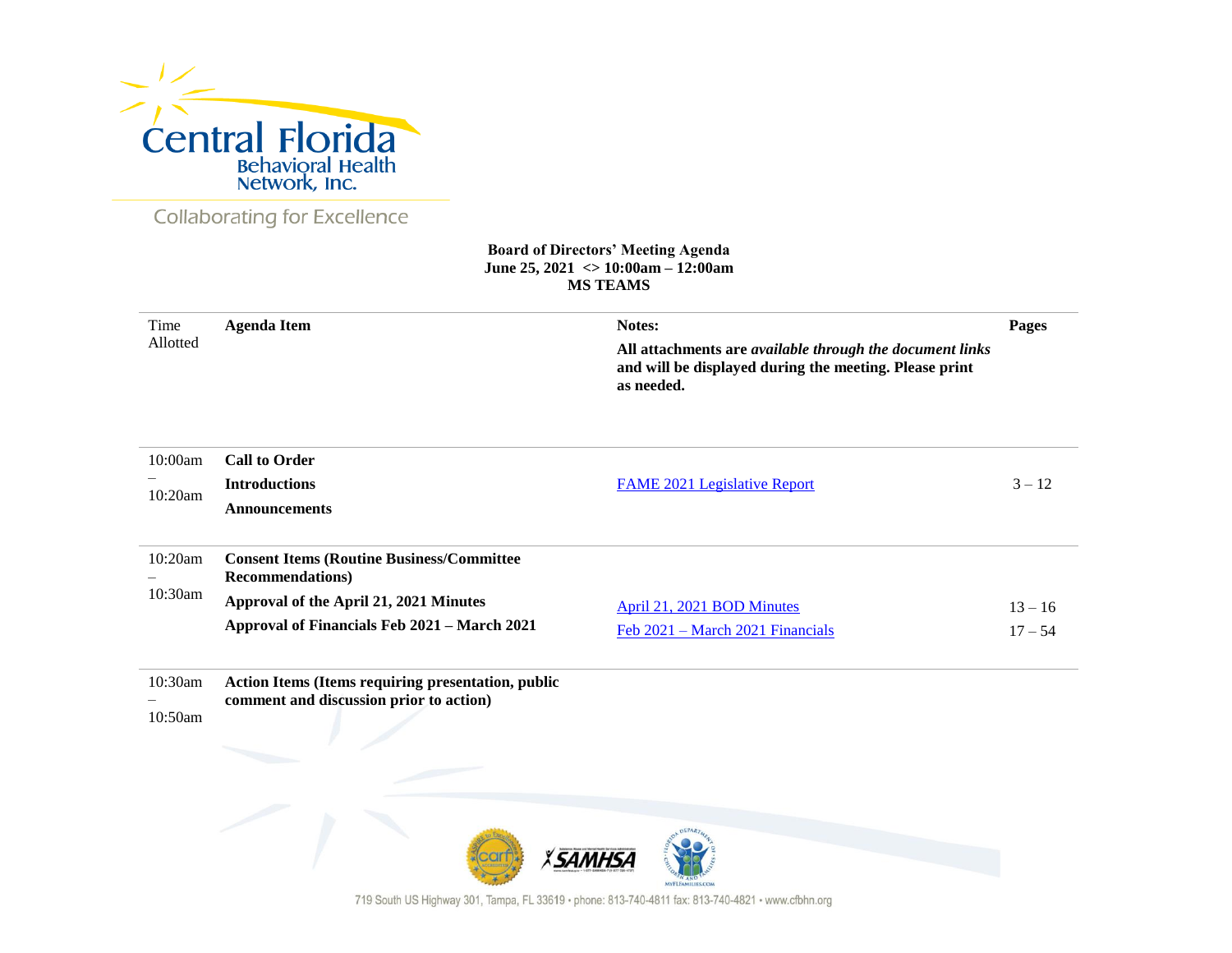Central Florida Behavioral Health Network, Inc.

Collaborating for Excellence

**Board of Directors' Meeting Agenda**
**June 25, 2021 <> 10:00am – 12:00am**
**MS TEAMS**

| Time Allotted | **Agenda Item** | **Notes:** **All attachments are *available through the document links* and will be displayed during the meeting. Please print as needed.** | **Pages** |
|---|---|---|---|
| 10:00am – 10:20am | **Call to Order** | | |
| | **Introductions** | FAME 2021 Legislative Report | 3 – 12 |
| | **Announcements** | | |
| 10:20am – 10:30am | **Consent Items (Routine Business/Committee Recommendations)** | | |
| | **Approval of the April 21, 2021 Minutes** | April 21, 2021 BOD Minutes | 13 – 16 |
| | **Approval of Financials Feb 2021 – March 2021** | Feb 2021 – March 2021 Financials | 17 – 54 |
| 10:30am – 10:50am | **Action Items (Items requiring presentation, public comment and discussion prior to action)** | | |

719 South US Highway 301, Tampa, FL 33619 • phone: 813-740-4811 fax: 813-740-4821 • www.cfbhn.org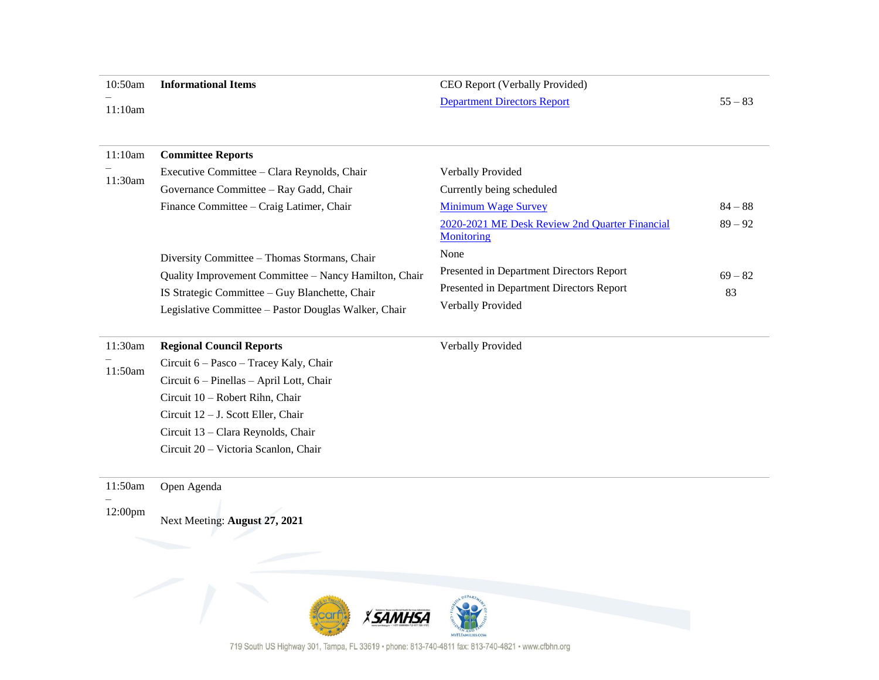| | | | |
|---|---|---|---|
| 10:50am – 11:10am | **Informational Items** | CEO Report (Verbally Provided) | |
| | | Department Directors Report | 55 – 83 |
| 11:10am – 11:30am | **Committee Reports** | | |
| | Executive Committee – Clara Reynolds, Chair | Verbally Provided | |
| | Governance Committee – Ray Gadd, Chair | Currently being scheduled | |
| | Finance Committee – Craig Latimer, Chair | Minimum Wage Survey | 84 – 88 |
| | | 2020-2021 ME Desk Review 2nd Quarter Financial Monitoring | 89 – 92 |
| | Diversity Committee – Thomas Stormans, Chair | None | |
| | Quality Improvement Committee – Nancy Hamilton, Chair | Presented in Department Directors Report | 69 – 82 |
| | IS Strategic Committee – Guy Blanchette, Chair | Presented in Department Directors Report | 83 |
| | Legislative Committee – Pastor Douglas Walker, Chair | Verbally Provided | |
| 11:30am – 11:50am | **Regional Council Reports** | Verbally Provided | |
| | Circuit 6 – Pasco – Tracey Kaly, Chair | | |
| | Circuit 6 – Pinellas – April Lott, Chair | | |
| | Circuit 10 – Robert Rihn, Chair | | |
| | Circuit 12 – J. Scott Eller, Chair | | |
| | Circuit 13 – Clara Reynolds, Chair | | |
| | Circuit 20 – Victoria Scanlon, Chair | | |
| 11:50am – 12:00pm | Open Agenda | | |
| | Next Meeting: **August 27, 2021** | | |

719 South US Highway 301, Tampa, FL 33619 • phone: 813-740-4811 fax: 813-740-4821 • www.cfbhn.org